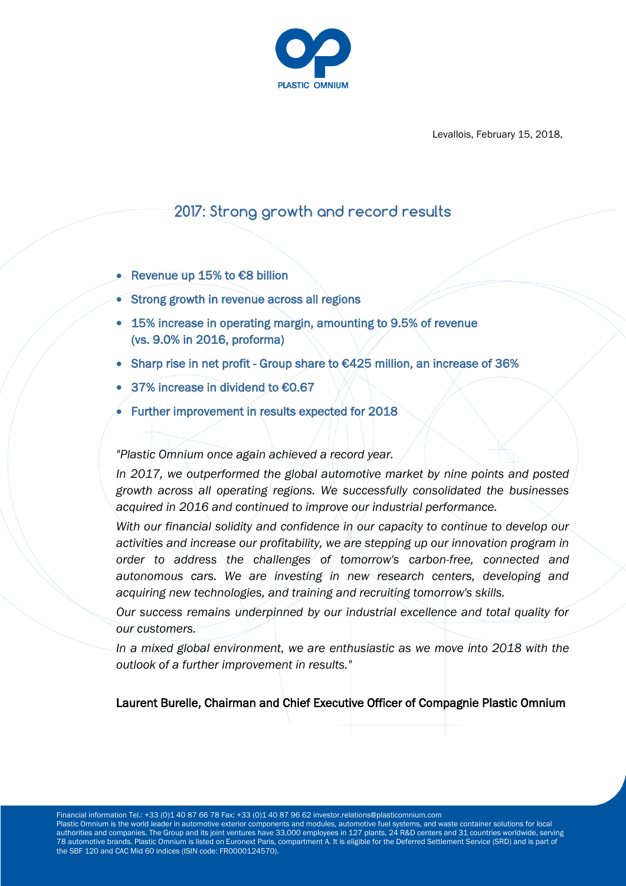Levallois, February 15, 2018,

# 2017: Strong growth and record results

- **Revenue up 15% to €8 billion**
- **Strong growth in revenue across all regions**
- **15% increase in operating margin, amounting to 9.5% of revenue (vs. 9.0% in 2016, proforma)**
- **Sharp rise in net profit - Group share to €425 million, an increase of 36%**
- **37% increase in dividend to €0.67**
- **Further improvement in results expected for 2018**

*"Plastic Omnium once again achieved a record year.*

*In 2017, we outperformed the global automotive market by nine points and posted growth across all operating regions. We successfully consolidated the businesses acquired in 2016 and continued to improve our industrial performance.*

*With our financial solidity and confidence in our capacity to continue to develop our activities and increase our profitability, we are stepping up our innovation program in order to address the challenges of tomorrow's carbon-free, connected and autonomous cars. We are investing in new research centers, developing and acquiring new technologies, and training and recruiting tomorrow's skills.*

*Our success remains underpinned by our industrial excellence and total quality for our customers.*

*In a mixed global environment, we are enthusiastic as we move into 2018 with the outlook of a further improvement in results."*

Laurent Burelle, Chairman and Chief Executive Officer of Compagnie Plastic Omnium

Financial information Tel.: +33 (0)1 40 87 66 78 Fax: +33 (0)1 40 87 96 62 investor.relations@plasticomnium.com
Plastic Omnium is the world leader in automotive exterior components and modules, automotive fuel systems, and waste container solutions for local authorities and companies. The Group and its joint ventures have 33,000 employees in 127 plants, 24 R&D centers and 31 countries worldwide, serving 78 automotive brands. Plastic Omnium is listed on Euronext Paris, compartment A. It is eligible for the Deferred Settlement Service (SRD) and is part of the SBF 120 and CAC Mid 60 indices (ISIN code: FR0000124570).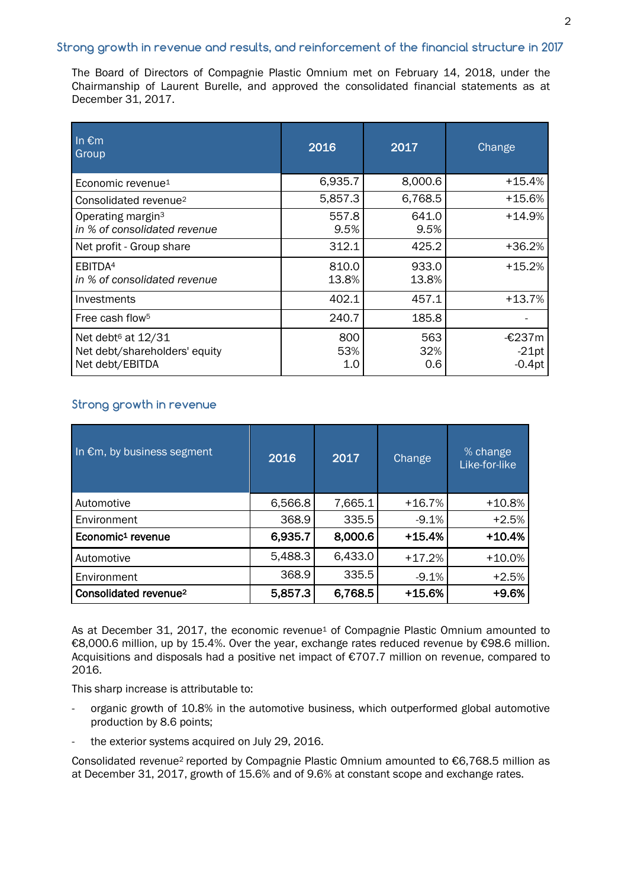## Strong growth in revenue and results, and reinforcement of the financial structure in 2017

The Board of Directors of Compagnie Plastic Omnium met on February 14, 2018, under the Chairmanship of Laurent Burelle, and approved the consolidated financial statements as at December 31, 2017.

| In €m<br>Group | 2016 | 2017 | Change |
|---|---|---|---|
| Economic revenue[1] | 6,935.7 | 8,000.6 | +15.4% |
| Consolidated revenue[2] | 5,857.3 | 6,768.5 | +15.6% |
| Operating margin[3]<br>*in % of consolidated revenue* | 557.8<br>*9.5%* | 641.0<br>*9.5%* | +14.9% |
| Net profit - Group share | 312.1 | 425.2 | +36.2% |
| EBITDA[4]<br>*in % of consolidated revenue* | 810.0<br>*13.8%* | 933.0<br>*13.8%* | +15.2% |
| Investments | 402.1 | 457.1 | +13.7% |
| Free cash flow[5] | 240.7 | 185.8 | - |
| Net debt[6] at 12/31<br>Net debt/shareholders' equity<br>Net debt/EBITDA | 800<br>53%<br>1.0 | 563<br>32%<br>0.6 | -€237m<br>-21pt<br>-0.4pt |

## Strong growth in revenue

| In €m, by business segment | 2016 | 2017 | Change | % change Like-for-like |
|---|---|---|---|---|
| Automotive | 6,566.8 | 7,665.1 | +16.7% | +10.8% |
| Environment | 368.9 | 335.5 | -9.1% | +2.5% |
| **Economic[1] revenue** | **6,935.7** | **8,000.6** | **+15.4%** | **+10.4%** |
| Automotive | 5,488.3 | 6,433.0 | +17.2% | +10.0% |
| Environment | 368.9 | 335.5 | -9.1% | +2.5% |
| **Consolidated revenue[2]** | **5,857.3** | **6,768.5** | **+15.6%** | **+9.6%** |

As at December 31, 2017, the economic revenue[1] of Compagnie Plastic Omnium amounted to €8,000.6 million, up by 15.4%. Over the year, exchange rates reduced revenue by €98.6 million. Acquisitions and disposals had a positive net impact of €707.7 million on revenue, compared to 2016.

This sharp increase is attributable to:

- organic growth of 10.8% in the automotive business, which outperformed global automotive production by 8.6 points;
- the exterior systems acquired on July 29, 2016.

Consolidated revenue[2] reported by Compagnie Plastic Omnium amounted to €6,768.5 million as at December 31, 2017, growth of 15.6% and of 9.6% at constant scope and exchange rates.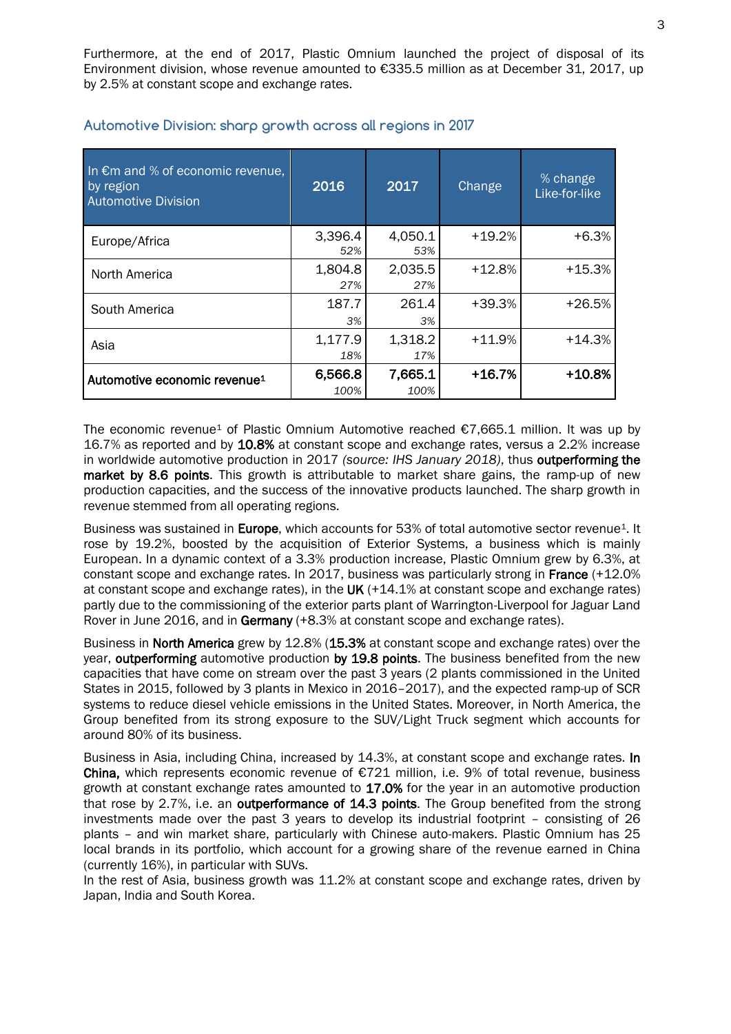Furthermore, at the end of 2017, Plastic Omnium launched the project of disposal of its Environment division, whose revenue amounted to €335.5 million as at December 31, 2017, up by 2.5% at constant scope and exchange rates.

## Automotive Division: sharp growth across all regions in 2017

| In €m and % of economic revenue, by region Automotive Division | 2016 | 2017 | Change | % change Like-for-like |
|---|---|---|---|---|
| Europe/Africa | 3,396.4 *52%* | 4,050.1 *53%* | +19.2% | +6.3% |
| North America | 1,804.8 *27%* | 2,035.5 *27%* | +12.8% | +15.3% |
| South America | 187.7 *3%* | 261.4 *3%* | +39.3% | +26.5% |
| Asia | 1,177.9 *18%* | 1,318.2 *17%* | +11.9% | +14.3% |
| **Automotive economic revenue[1]** | **6,566.8** *100%* | **7,665.1** *100%* | **+16.7%** | **+10.8%** |

The economic revenue[1] of Plastic Omnium Automotive reached €7,665.1 million. It was up by 16.7% as reported and by **10.8%** at constant scope and exchange rates, versus a 2.2% increase in worldwide automotive production in 2017 *(source: IHS January 2018)*, thus **outperforming the market by 8.6 points**. This growth is attributable to market share gains, the ramp-up of new production capacities, and the success of the innovative products launched. The sharp growth in revenue stemmed from all operating regions.

Business was sustained in **Europe**, which accounts for 53% of total automotive sector revenue[1]. It rose by 19.2%, boosted by the acquisition of Exterior Systems, a business which is mainly European. In a dynamic context of a 3.3% production increase, Plastic Omnium grew by 6.3%, at constant scope and exchange rates. In 2017, business was particularly strong in **France** (+12.0% at constant scope and exchange rates), in the **UK** (+14.1% at constant scope and exchange rates) partly due to the commissioning of the exterior parts plant of Warrington-Liverpool for Jaguar Land Rover in June 2016, and in **Germany** (+8.3% at constant scope and exchange rates).

Business in **North America** grew by 12.8% (**15.3%** at constant scope and exchange rates) over the year, **outperforming** automotive production **by 19.8 points**. The business benefited from the new capacities that have come on stream over the past 3 years (2 plants commissioned in the United States in 2015, followed by 3 plants in Mexico in 2016–2017), and the expected ramp-up of SCR systems to reduce diesel vehicle emissions in the United States. Moreover, in North America, the Group benefited from its strong exposure to the SUV/Light Truck segment which accounts for around 80% of its business.

Business in Asia, including China, increased by 14.3%, at constant scope and exchange rates. **In China,** which represents economic revenue of €721 million, i.e. 9% of total revenue, business growth at constant exchange rates amounted to **17.0%** for the year in an automotive production that rose by 2.7%, i.e. an **outperformance of 14.3 points**. The Group benefited from the strong investments made over the past 3 years to develop its industrial footprint – consisting of 26 plants – and win market share, particularly with Chinese auto-makers. Plastic Omnium has 25 local brands in its portfolio, which account for a growing share of the revenue earned in China (currently 16%), in particular with SUVs.

In the rest of Asia, business growth was 11.2% at constant scope and exchange rates, driven by Japan, India and South Korea.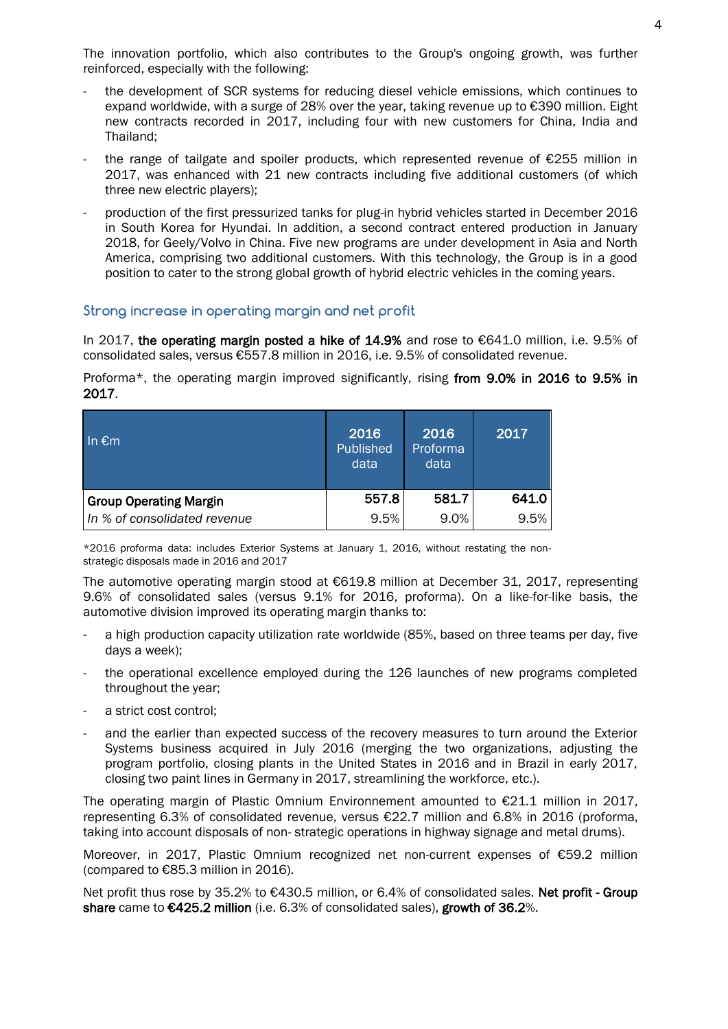The innovation portfolio, which also contributes to the Group's ongoing growth, was further reinforced, especially with the following:

- the development of SCR systems for reducing diesel vehicle emissions, which continues to expand worldwide, with a surge of 28% over the year, taking revenue up to €390 million. Eight new contracts recorded in 2017, including four with new customers for China, India and Thailand;
- the range of tailgate and spoiler products, which represented revenue of €255 million in 2017, was enhanced with 21 new contracts including five additional customers (of which three new electric players);
- production of the first pressurized tanks for plug-in hybrid vehicles started in December 2016 in South Korea for Hyundai. In addition, a second contract entered production in January 2018, for Geely/Volvo in China. Five new programs are under development in Asia and North America, comprising two additional customers. With this technology, the Group is in a good position to cater to the strong global growth of hybrid electric vehicles in the coming years.

## Strong increase in operating margin and net profit

In 2017, **the operating margin posted a hike of 14.9%** and rose to €641.0 million, i.e. 9.5% of consolidated sales, versus €557.8 million in 2016, i.e. 9.5% of consolidated revenue.

Proforma*, the operating margin improved significantly, rising **from 9.0% in 2016 to 9.5% in 2017**.

| In €m | 2016 Published data | 2016 Proforma data | 2017 |
|---|---|---|---|
| **Group Operating Margin** | **557.8** | **581.7** | **641.0** |
| *In % of consolidated revenue* | 9.5% | 9.0% | 9.5% |

*2016 proforma data: includes Exterior Systems at January 1, 2016, without restating the non-strategic disposals made in 2016 and 2017

The automotive operating margin stood at €619.8 million at December 31, 2017, representing 9.6% of consolidated sales (versus 9.1% for 2016, proforma). On a like-for-like basis, the automotive division improved its operating margin thanks to:

- a high production capacity utilization rate worldwide (85%, based on three teams per day, five days a week);
- the operational excellence employed during the 126 launches of new programs completed throughout the year;
- a strict cost control;
- and the earlier than expected success of the recovery measures to turn around the Exterior Systems business acquired in July 2016 (merging the two organizations, adjusting the program portfolio, closing plants in the United States in 2016 and in Brazil in early 2017, closing two paint lines in Germany in 2017, streamlining the workforce, etc.).

The operating margin of Plastic Omnium Environnement amounted to €21.1 million in 2017, representing 6.3% of consolidated revenue, versus €22.7 million and 6.8% in 2016 (proforma, taking into account disposals of non- strategic operations in highway signage and metal drums).

Moreover, in 2017, Plastic Omnium recognized net non-current expenses of €59.2 million (compared to €85.3 million in 2016).

Net profit thus rose by 35.2% to €430.5 million, or 6.4% of consolidated sales. **Net profit - Group share** came to **€425.2 million** (i.e. 6.3% of consolidated sales), **growth of 36.2**%.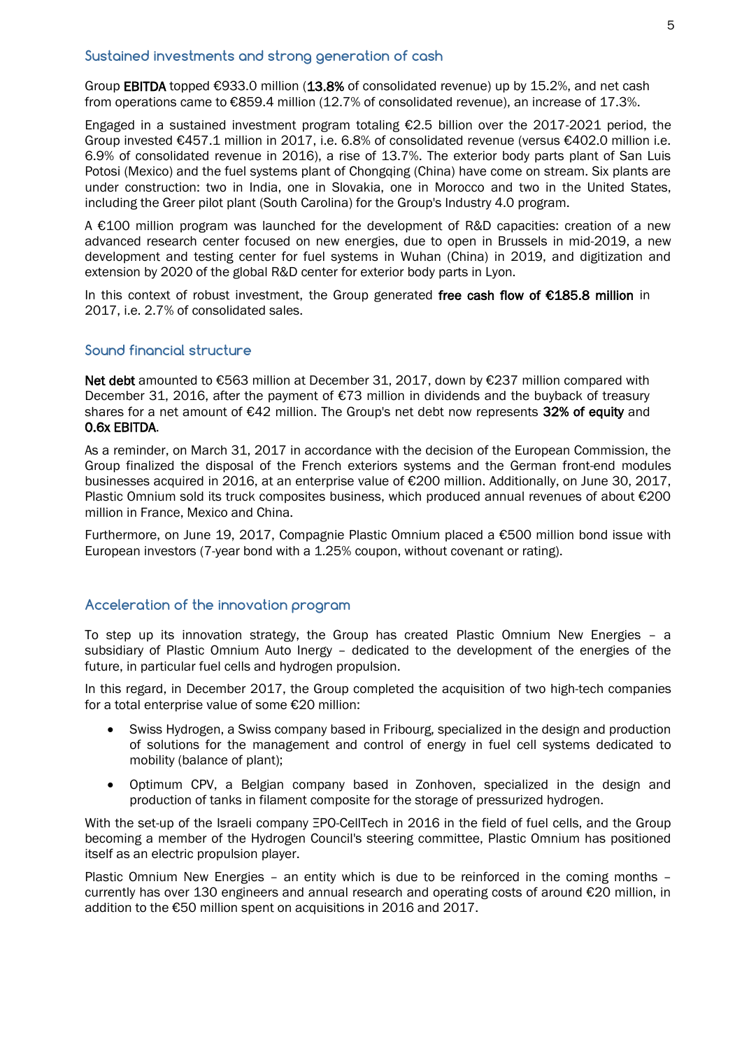## Sustained investments and strong generation of cash

Group **EBITDA** topped €933.0 million (**13.8%** of consolidated revenue) up by 15.2%, and net cash from operations came to €859.4 million (12.7% of consolidated revenue), an increase of 17.3%.

Engaged in a sustained investment program totaling €2.5 billion over the 2017-2021 period, the Group invested €457.1 million in 2017, i.e. 6.8% of consolidated revenue (versus €402.0 million i.e. 6.9% of consolidated revenue in 2016), a rise of 13.7%. The exterior body parts plant of San Luis Potosi (Mexico) and the fuel systems plant of Chongqing (China) have come on stream. Six plants are under construction: two in India, one in Slovakia, one in Morocco and two in the United States, including the Greer pilot plant (South Carolina) for the Group's Industry 4.0 program.

A €100 million program was launched for the development of R&D capacities: creation of a new advanced research center focused on new energies, due to open in Brussels in mid-2019, a new development and testing center for fuel systems in Wuhan (China) in 2019, and digitization and extension by 2020 of the global R&D center for exterior body parts in Lyon.

In this context of robust investment, the Group generated **free cash flow of €185.8 million** in 2017, i.e. 2.7% of consolidated sales.

## Sound financial structure

**Net debt** amounted to €563 million at December 31, 2017, down by €237 million compared with December 31, 2016, after the payment of €73 million in dividends and the buyback of treasury shares for a net amount of €42 million. The Group's net debt now represents **32% of equity** and **0.6x EBITDA**.

As a reminder, on March 31, 2017 in accordance with the decision of the European Commission, the Group finalized the disposal of the French exteriors systems and the German front-end modules businesses acquired in 2016, at an enterprise value of €200 million. Additionally, on June 30, 2017, Plastic Omnium sold its truck composites business, which produced annual revenues of about €200 million in France, Mexico and China.

Furthermore, on June 19, 2017, Compagnie Plastic Omnium placed a €500 million bond issue with European investors (7-year bond with a 1.25% coupon, without covenant or rating).

## Acceleration of the innovation program

To step up its innovation strategy, the Group has created Plastic Omnium New Energies – a subsidiary of Plastic Omnium Auto Inergy – dedicated to the development of the energies of the future, in particular fuel cells and hydrogen propulsion.

In this regard, in December 2017, the Group completed the acquisition of two high-tech companies for a total enterprise value of some €20 million:

- Swiss Hydrogen, a Swiss company based in Fribourg, specialized in the design and production of solutions for the management and control of energy in fuel cell systems dedicated to mobility (balance of plant);
- Optimum CPV, a Belgian company based in Zonhoven, specialized in the design and production of tanks in filament composite for the storage of pressurized hydrogen.

With the set-up of the Israeli company ΞPO-CellTech in 2016 in the field of fuel cells, and the Group becoming a member of the Hydrogen Council's steering committee, Plastic Omnium has positioned itself as an electric propulsion player.

Plastic Omnium New Energies – an entity which is due to be reinforced in the coming months – currently has over 130 engineers and annual research and operating costs of around €20 million, in addition to the €50 million spent on acquisitions in 2016 and 2017.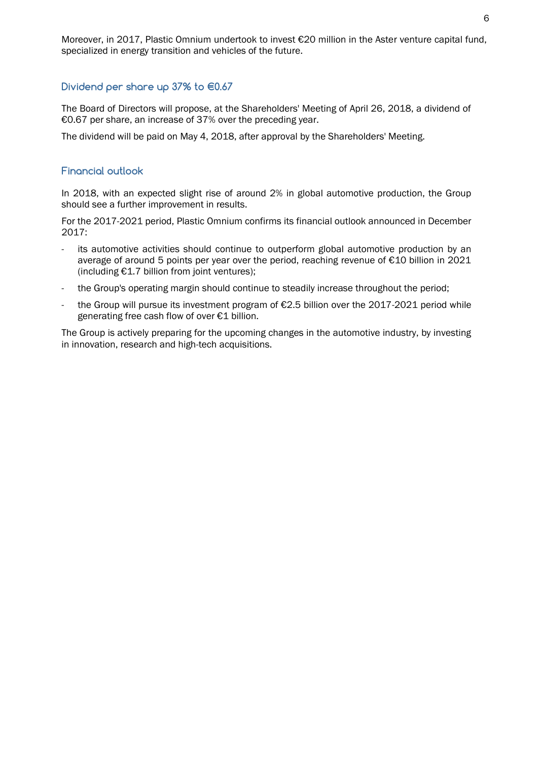Moreover, in 2017, Plastic Omnium undertook to invest €20 million in the Aster venture capital fund, specialized in energy transition and vehicles of the future.

## Dividend per share up 37% to €0.67

The Board of Directors will propose, at the Shareholders' Meeting of April 26, 2018, a dividend of €0.67 per share, an increase of 37% over the preceding year.

The dividend will be paid on May 4, 2018, after approval by the Shareholders' Meeting.

## Financial outlook

In 2018, with an expected slight rise of around 2% in global automotive production, the Group should see a further improvement in results.

For the 2017-2021 period, Plastic Omnium confirms its financial outlook announced in December 2017:

- its automotive activities should continue to outperform global automotive production by an average of around 5 points per year over the period, reaching revenue of €10 billion in 2021 (including €1.7 billion from joint ventures);
- the Group's operating margin should continue to steadily increase throughout the period;
- the Group will pursue its investment program of €2.5 billion over the 2017-2021 period while generating free cash flow of over €1 billion.

The Group is actively preparing for the upcoming changes in the automotive industry, by investing in innovation, research and high-tech acquisitions.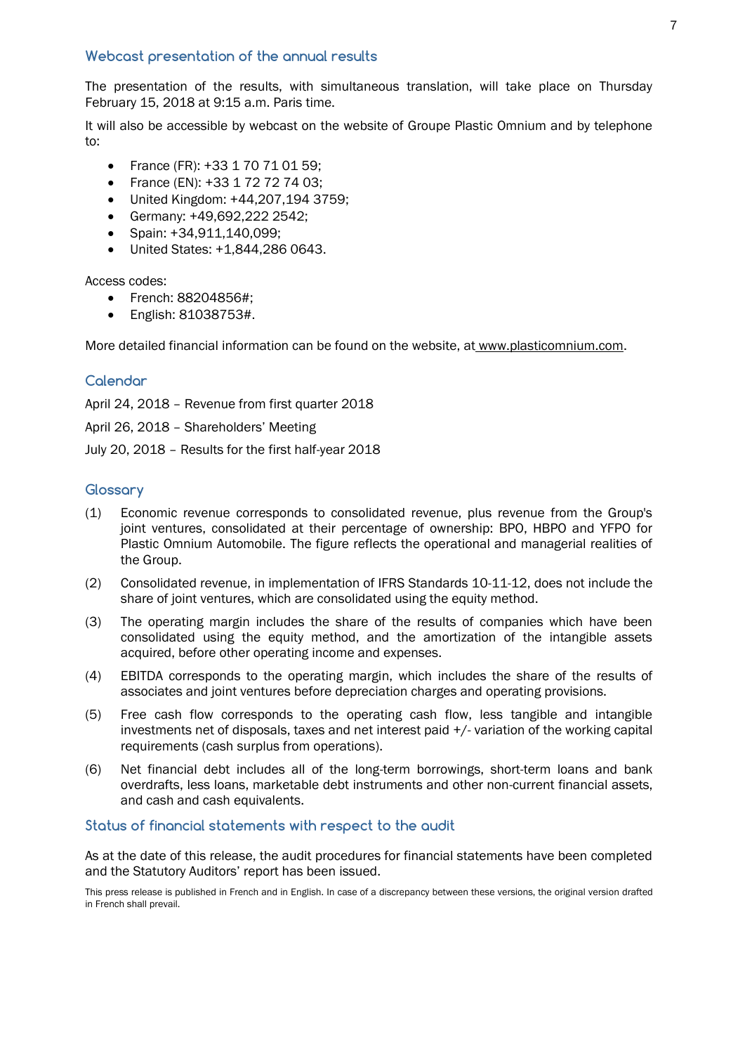## Webcast presentation of the annual results

The presentation of the results, with simultaneous translation, will take place on Thursday February 15, 2018 at 9:15 a.m. Paris time.

It will also be accessible by webcast on the website of Groupe Plastic Omnium and by telephone to:

- France (FR): +33 1 70 71 01 59;
- France (EN): +33 1 72 72 74 03;
- United Kingdom: +44,207,194 3759;
- Germany: +49,692,222 2542;
- Spain: +34,911,140,099;
- United States: +1,844,286 0643.

Access codes:

- French: 88204856#;
- English: 81038753#.

More detailed financial information can be found on the website, at www.plasticomnium.com.

## Calendar

April 24, 2018 – Revenue from first quarter 2018

April 26, 2018 – Shareholders' Meeting

July 20, 2018 – Results for the first half-year 2018

## Glossary

(1) Economic revenue corresponds to consolidated revenue, plus revenue from the Group's joint ventures, consolidated at their percentage of ownership: BPO, HBPO and YFPO for Plastic Omnium Automobile. The figure reflects the operational and managerial realities of the Group.

(2) Consolidated revenue, in implementation of IFRS Standards 10-11-12, does not include the share of joint ventures, which are consolidated using the equity method.

(3) The operating margin includes the share of the results of companies which have been consolidated using the equity method, and the amortization of the intangible assets acquired, before other operating income and expenses.

(4) EBITDA corresponds to the operating margin, which includes the share of the results of associates and joint ventures before depreciation charges and operating provisions.

(5) Free cash flow corresponds to the operating cash flow, less tangible and intangible investments net of disposals, taxes and net interest paid +/- variation of the working capital requirements (cash surplus from operations).

(6) Net financial debt includes all of the long-term borrowings, short-term loans and bank overdrafts, less loans, marketable debt instruments and other non-current financial assets, and cash and cash equivalents.

## Status of financial statements with respect to the audit

As at the date of this release, the audit procedures for financial statements have been completed and the Statutory Auditors' report has been issued.

This press release is published in French and in English. In case of a discrepancy between these versions, the original version drafted in French shall prevail.